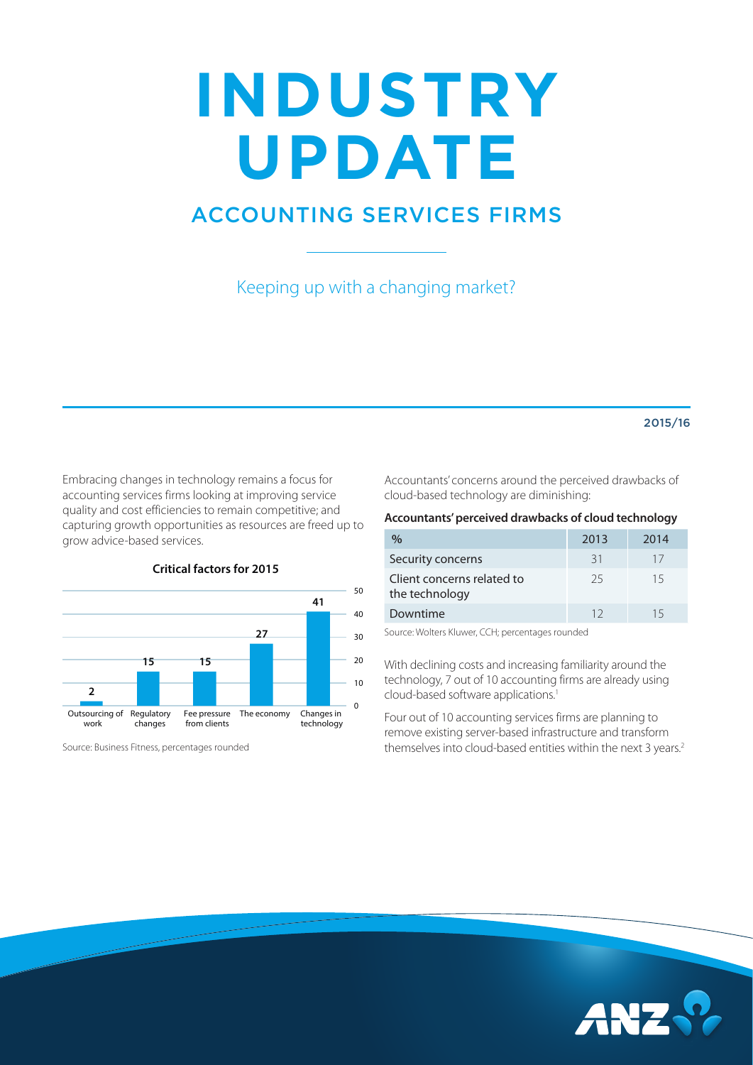# INDUSTRY UPDATE

## ACCOUNTING SERVICES FIRMS

Keeping up with a changing market?

2015/16

Embracing changes in technology remains a focus for accounting services firms looking at improving service quality and cost efficiencies to remain competitive; and capturing growth opportunities as resources are freed up to grow advice-based services.

**Critical factors for 2015**

| Factor | % |
| --- | --- |
| Outsourcing of work | 2 |
| Regulatory changes | 15 |
| Fee pressure from clients | 15 |
| The economy | 27 |
| Changes in technology | 41 |

Source: Business Fitness, percentages rounded

Accountants' concerns around the perceived drawbacks of cloud-based technology are diminishing:

**Accountants' perceived drawbacks of cloud technology**

| % | 2013 | 2014 |
| --- | --- | --- |
| Security concerns | 31 | 17 |
| Client concerns related to the technology | 25 | 15 |
| Downtime | 12 | 15 |

Source: Wolters Kluwer, CCH; percentages rounded

With declining costs and increasing familiarity around the technology, 7 out of 10 accounting firms are already using cloud-based software applications.[1]

Four out of 10 accounting services firms are planning to remove existing server-based infrastructure and transform themselves into cloud-based entities within the next 3 years.[2]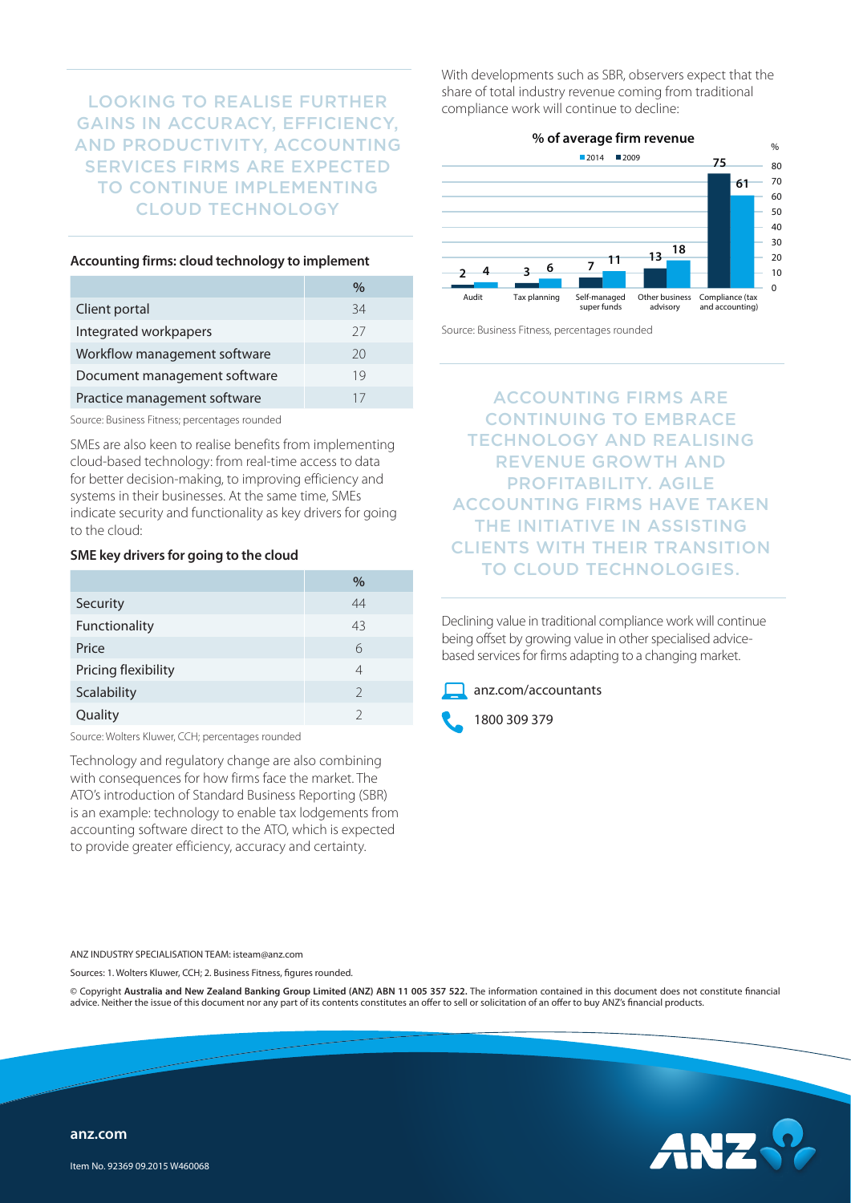## LOOKING TO REALISE FURTHER GAINS IN ACCURACY, EFFICIENCY, AND PRODUCTIVITY, ACCOUNTING SERVICES FIRMS ARE EXPECTED TO CONTINUE IMPLEMENTING CLOUD TECHNOLOGY

**Accounting firms: cloud technology to implement**

| | % |
|---|---|
| Client portal | 34 |
| Integrated workpapers | 27 |
| Workflow management software | 20 |
| Document management software | 19 |
| Practice management software | 17 |

Source: Business Fitness; percentages rounded

SMEs are also keen to realise benefits from implementing cloud-based technology: from real-time access to data for better decision-making, to improving efficiency and systems in their businesses. At the same time, SMEs indicate security and functionality as key drivers for going to the cloud:

**SME key drivers for going to the cloud**

| | % |
|---|---|
| Security | 44 |
| Functionality | 43 |
| Price | 6 |
| Pricing flexibility | 4 |
| Scalability | 2 |
| Quality | 2 |

Source: Wolters Kluwer, CCH; percentages rounded

Technology and regulatory change are also combining with consequences for how firms face the market. The ATO's introduction of Standard Business Reporting (SBR) is an example: technology to enable tax lodgements from accounting software direct to the ATO, which is expected to provide greater efficiency, accuracy and certainty.

With developments such as SBR, observers expect that the share of total industry revenue coming from traditional compliance work will continue to decline:

**% of average firm revenue**

2014 2009

%

80 70 60 50 40 30 20 10 0

Audit: 2 4

Tax planning: 3 6

Self-managed super funds: 7 11

Other business advisory: 13 18

Compliance (tax and accounting): 75 61

Source: Business Fitness, percentages rounded

## ACCOUNTING FIRMS ARE CONTINUING TO EMBRACE TECHNOLOGY AND REALISING REVENUE GROWTH AND PROFITABILITY. AGILE ACCOUNTING FIRMS HAVE TAKEN THE INITIATIVE IN ASSISTING CLIENTS WITH THEIR TRANSITION TO CLOUD TECHNOLOGIES.

Declining value in traditional compliance work will continue being offset by growing value in other specialised advice-based services for firms adapting to a changing market.

anz.com/accountants

1800 309 379

ANZ INDUSTRY SPECIALISATION TEAM: isteam@anz.com

Sources: 1. Wolters Kluwer, CCH; 2. Business Fitness, figures rounded.

© Copyright **Australia and New Zealand Banking Group Limited (ANZ) ABN 11 005 357 522.** The information contained in this document does not constitute financial advice. Neither the issue of this document nor any part of its contents constitutes an offer to sell or solicitation of an offer to buy ANZ's financial products.

**anz.com**

Item No. 92369 09.2015 W460068